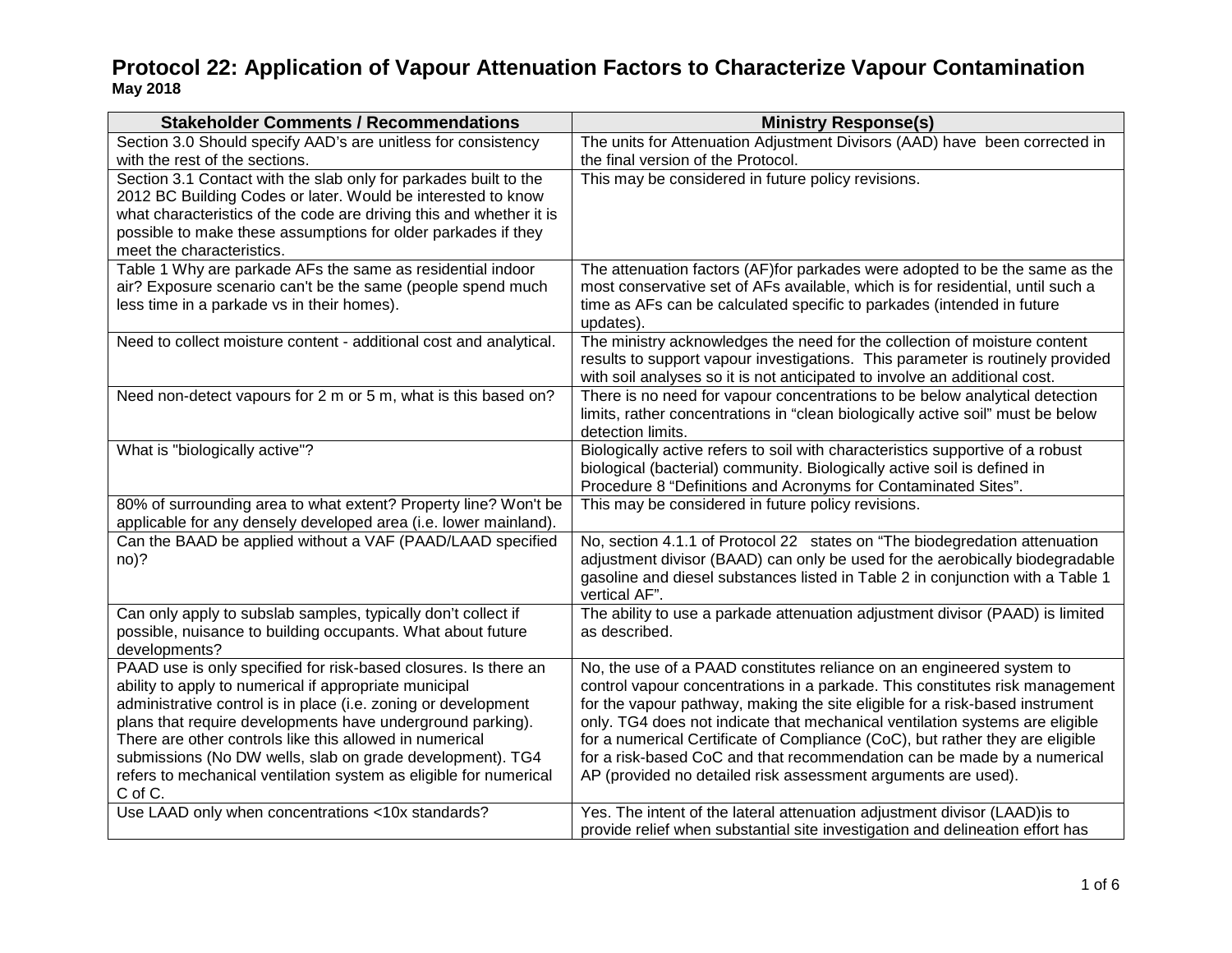# Protocol 22: Application of Vapour Attenuation Factors to Characterize Vapour Contamination

**May 2018**

| Stakeholder Comments / Recommendations | Ministry Response(s) |
|---|---|
| Section 3.0 Should specify AAD's are unitless for consistency with the rest of the sections. | The units for Attenuation Adjustment Divisors (AAD) have been corrected in the final version of the Protocol. |
| Section 3.1 Contact with the slab only for parkades built to the 2012 BC Building Codes or later. Would be interested to know what characteristics of the code are driving this and whether it is possible to make these assumptions for older parkades if they meet the characteristics. | This may be considered in future policy revisions. |
| Table 1 Why are parkade AFs the same as residential indoor air? Exposure scenario can't be the same (people spend much less time in a parkade vs in their homes). | The attenuation factors (AF)for parkades were adopted to be the same as the most conservative set of AFs available, which is for residential, until such a time as AFs can be calculated specific to parkades (intended in future updates). |
| Need to collect moisture content - additional cost and analytical. | The ministry acknowledges the need for the collection of moisture content results to support vapour investigations. This parameter is routinely provided with soil analyses so it is not anticipated to involve an additional cost. |
| Need non-detect vapours for 2 m or 5 m, what is this based on? | There is no need for vapour concentrations to be below analytical detection limits, rather concentrations in "clean biologically active soil" must be below detection limits. |
| What is "biologically active"? | Biologically active refers to soil with characteristics supportive of a robust biological (bacterial) community. Biologically active soil is defined in Procedure 8 "Definitions and Acronyms for Contaminated Sites". |
| 80% of surrounding area to what extent? Property line? Won't be applicable for any densely developed area (i.e. lower mainland). | This may be considered in future policy revisions. |
| Can the BAAD be applied without a VAF (PAAD/LAAD specified no)? | No, section 4.1.1 of Protocol 22 states on "The biodegredation attenuation adjustment divisor (BAAD) can only be used for the aerobically biodegradable gasoline and diesel substances listed in Table 2 in conjunction with a Table 1 vertical AF". |
| Can only apply to subslab samples, typically don't collect if possible, nuisance to building occupants. What about future developments? | The ability to use a parkade attenuation adjustment divisor (PAAD) is limited as described. |
| PAAD use is only specified for risk-based closures. Is there an ability to apply to numerical if appropriate municipal administrative control is in place (i.e. zoning or development plans that require developments have underground parking). There are other controls like this allowed in numerical submissions (No DW wells, slab on grade development). TG4 refers to mechanical ventilation system as eligible for numerical C of C. | No, the use of a PAAD constitutes reliance on an engineered system to control vapour concentrations in a parkade. This constitutes risk management for the vapour pathway, making the site eligible for a risk-based instrument only. TG4 does not indicate that mechanical ventilation systems are eligible for a numerical Certificate of Compliance (CoC), but rather they are eligible for a risk-based CoC and that recommendation can be made by a numerical AP (provided no detailed risk assessment arguments are used). |
| Use LAAD only when concentrations <10x standards? | Yes. The intent of the lateral attenuation adjustment divisor (LAAD)is to provide relief when substantial site investigation and delineation effort has |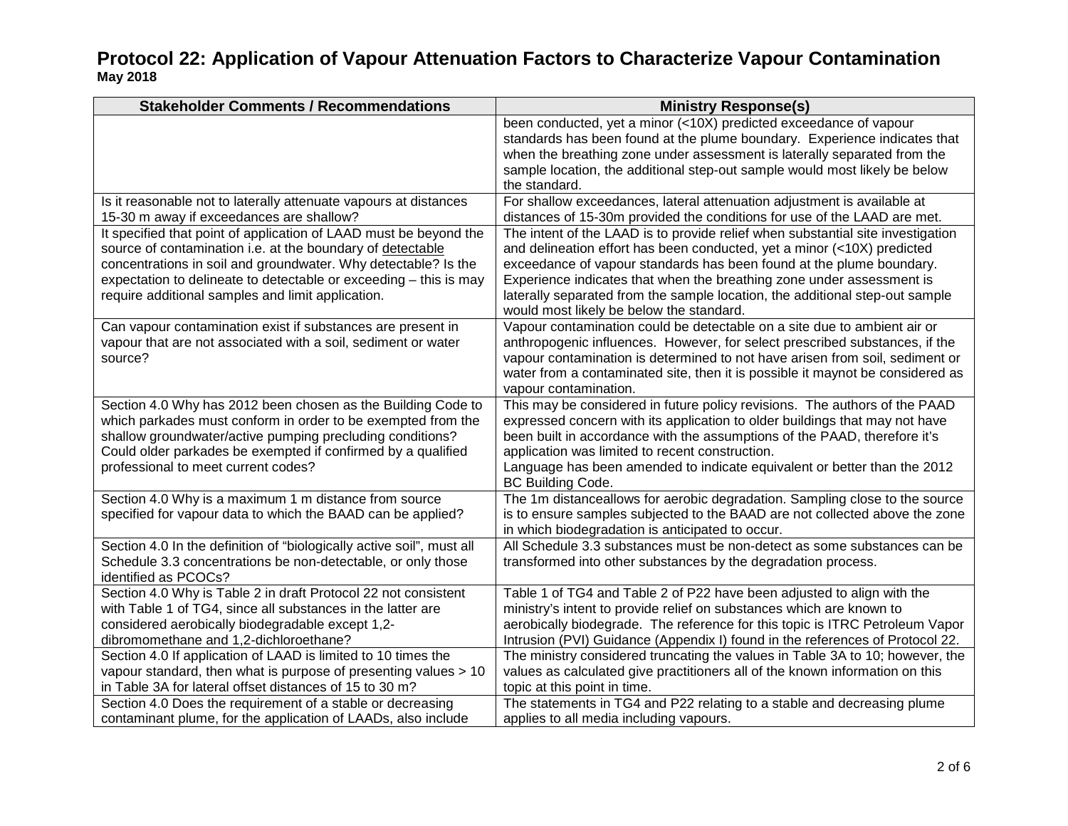# Protocol 22: Application of Vapour Attenuation Factors to Characterize Vapour Contamination

**May 2018**

| Stakeholder Comments / Recommendations | Ministry Response(s) |
|---|---|
| | been conducted, yet a minor (<10X) predicted exceedance of vapour standards has been found at the plume boundary. Experience indicates that when the breathing zone under assessment is laterally separated from the sample location, the additional step-out sample would most likely be below the standard. |
| Is it reasonable not to laterally attenuate vapours at distances 15-30 m away if exceedances are shallow? | For shallow exceedances, lateral attenuation adjustment is available at distances of 15-30m provided the conditions for use of the LAAD are met. |
| It specified that point of application of LAAD must be beyond the source of contamination i.e. at the boundary of <u>detectable</u> concentrations in soil and groundwater. Why detectable? Is the expectation to delineate to detectable or exceeding – this is may require additional samples and limit application. | The intent of the LAAD is to provide relief when substantial site investigation and delineation effort has been conducted, yet a minor (<10X) predicted exceedance of vapour standards has been found at the plume boundary. Experience indicates that when the breathing zone under assessment is laterally separated from the sample location, the additional step-out sample would most likely be below the standard. |
| Can vapour contamination exist if substances are present in vapour that are not associated with a soil, sediment or water source? | Vapour contamination could be detectable on a site due to ambient air or anthropogenic influences. However, for select prescribed substances, if the vapour contamination is determined to not have arisen from soil, sediment or water from a contaminated site, then it is possible it maynot be considered as vapour contamination. |
| Section 4.0 Why has 2012 been chosen as the Building Code to which parkades must conform in order to be exempted from the shallow groundwater/active pumping precluding conditions? Could older parkades be exempted if confirmed by a qualified professional to meet current codes? | This may be considered in future policy revisions. The authors of the PAAD expressed concern with its application to older buildings that may not have been built in accordance with the assumptions of the PAAD, therefore it's application was limited to recent construction.<br>Language has been amended to indicate equivalent or better than the 2012 BC Building Code. |
| Section 4.0 Why is a maximum 1 m distance from source specified for vapour data to which the BAAD can be applied? | The 1m distanceallows for aerobic degradation. Sampling close to the source is to ensure samples subjected to the BAAD are not collected above the zone in which biodegradation is anticipated to occur. |
| Section 4.0 In the definition of "biologically active soil", must all Schedule 3.3 concentrations be non-detectable, or only those identified as PCOCs? | All Schedule 3.3 substances must be non-detect as some substances can be transformed into other substances by the degradation process. |
| Section 4.0 Why is Table 2 in draft Protocol 22 not consistent with Table 1 of TG4, since all substances in the latter are considered aerobically biodegradable except 1,2-dibromomethane and 1,2-dichloroethane? | Table 1 of TG4 and Table 2 of P22 have been adjusted to align with the ministry's intent to provide relief on substances which are known to aerobically biodegrade. The reference for this topic is ITRC Petroleum Vapor Intrusion (PVI) Guidance (Appendix I) found in the references of Protocol 22. |
| Section 4.0 If application of LAAD is limited to 10 times the vapour standard, then what is purpose of presenting values > 10 in Table 3A for lateral offset distances of 15 to 30 m? | The ministry considered truncating the values in Table 3A to 10; however, the values as calculated give practitioners all of the known information on this topic at this point in time. |
| Section 4.0 Does the requirement of a stable or decreasing contaminant plume, for the application of LAADs, also include | The statements in TG4 and P22 relating to a stable and decreasing plume applies to all media including vapours. |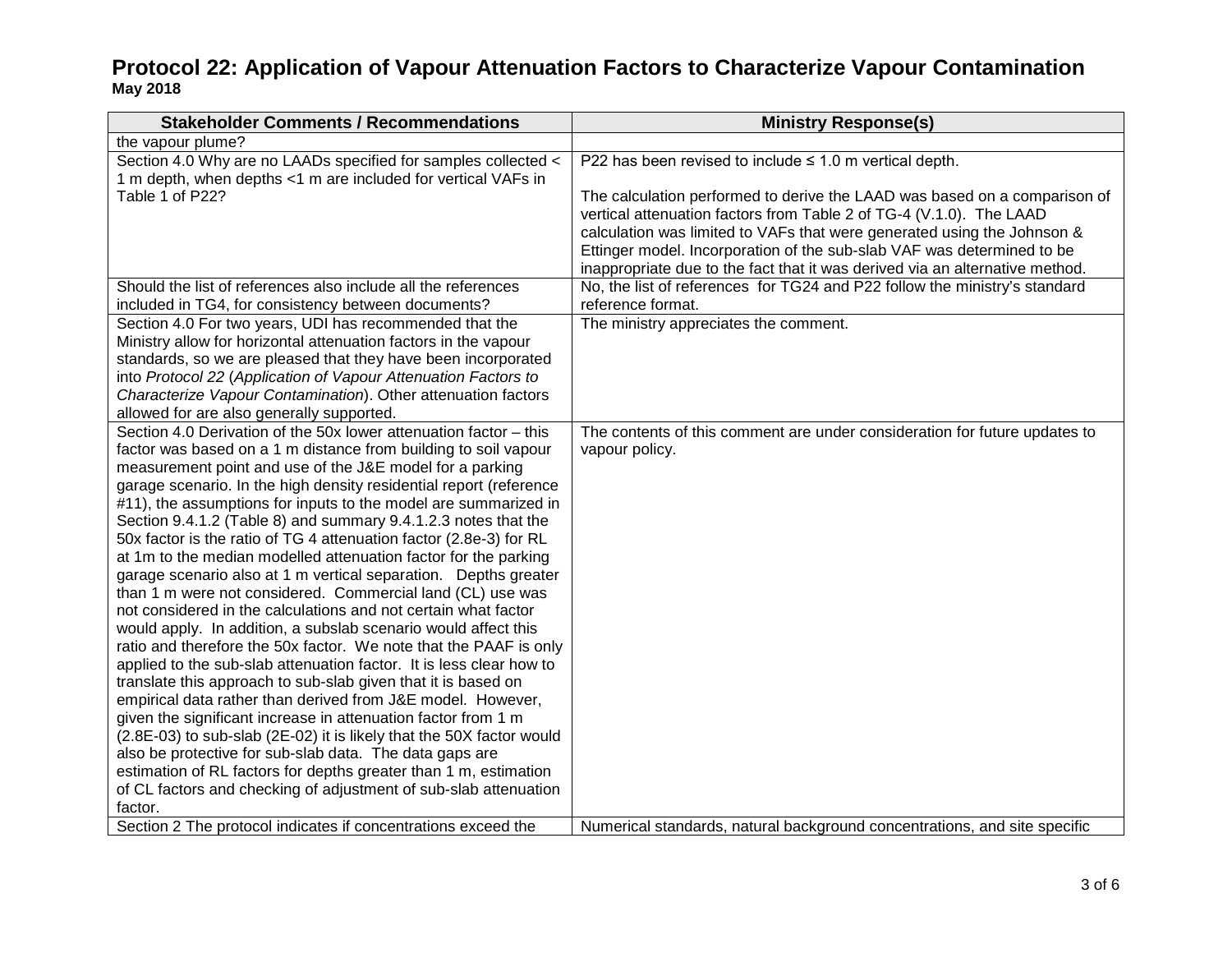# Protocol 22: Application of Vapour Attenuation Factors to Characterize Vapour Contamination

**May 2018**

| Stakeholder Comments / Recommendations | Ministry Response(s) |
|---|---|
| the vapour plume? | |
| Section 4.0 Why are no LAADs specified for samples collected < 1 m depth, when depths <1 m are included for vertical VAFs in Table 1 of P22? | P22 has been revised to include ≤ 1.0 m vertical depth.<br><br>The calculation performed to derive the LAAD was based on a comparison of vertical attenuation factors from Table 2 of TG-4 (V.1.0). The LAAD calculation was limited to VAFs that were generated using the Johnson & Ettinger model. Incorporation of the sub-slab VAF was determined to be inappropriate due to the fact that it was derived via an alternative method. |
| Should the list of references also include all the references included in TG4, for consistency between documents? | No, the list of references for TG24 and P22 follow the ministry's standard reference format. |
| Section 4.0 For two years, UDI has recommended that the Ministry allow for horizontal attenuation factors in the vapour standards, so we are pleased that they have been incorporated into *Protocol 22* (*Application of Vapour Attenuation Factors to Characterize Vapour Contamination*). Other attenuation factors allowed for are also generally supported. | The ministry appreciates the comment. |
| Section 4.0 Derivation of the 50x lower attenuation factor – this factor was based on a 1 m distance from building to soil vapour measurement point and use of the J&E model for a parking garage scenario. In the high density residential report (reference #11), the assumptions for inputs to the model are summarized in Section 9.4.1.2 (Table 8) and summary 9.4.1.2.3 notes that the 50x factor is the ratio of TG 4 attenuation factor (2.8e-3) for RL at 1m to the median modelled attenuation factor for the parking garage scenario also at 1 m vertical separation. Depths greater than 1 m were not considered. Commercial land (CL) use was not considered in the calculations and not certain what factor would apply. In addition, a subslab scenario would affect this ratio and therefore the 50x factor. We note that the PAAF is only applied to the sub-slab attenuation factor. It is less clear how to translate this approach to sub-slab given that it is based on empirical data rather than derived from J&E model. However, given the significant increase in attenuation factor from 1 m (2.8E-03) to sub-slab (2E-02) it is likely that the 50X factor would also be protective for sub-slab data. The data gaps are estimation of RL factors for depths greater than 1 m, estimation of CL factors and checking of adjustment of sub-slab attenuation factor. | The contents of this comment are under consideration for future updates to vapour policy. |
| Section 2 The protocol indicates if concentrations exceed the | Numerical standards, natural background concentrations, and site specific |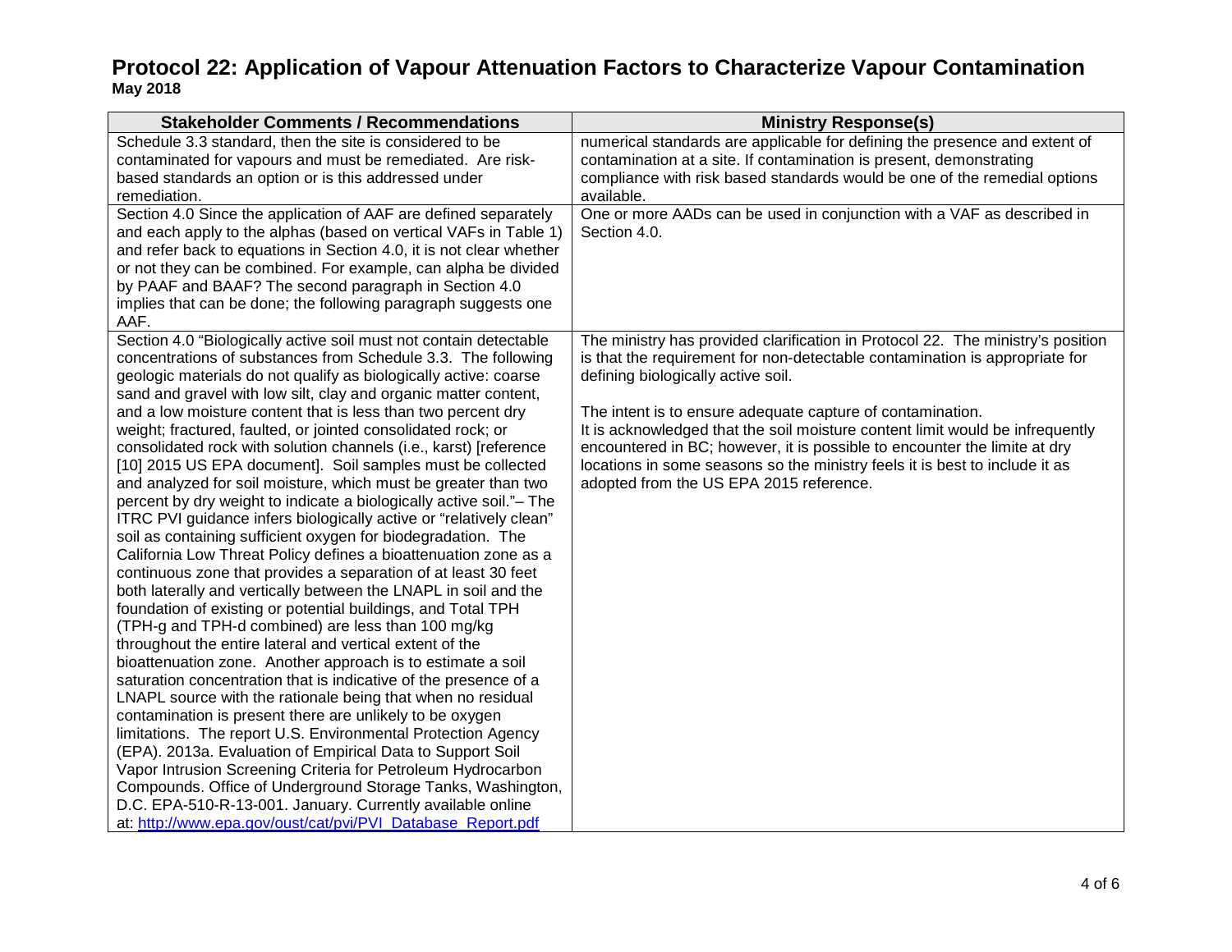# Protocol 22: Application of Vapour Attenuation Factors to Characterize Vapour Contamination

**May 2018**

| Stakeholder Comments / Recommendations | Ministry Response(s) |
|---|---|
| Schedule 3.3 standard, then the site is considered to be contaminated for vapours and must be remediated. Are risk-based standards an option or is this addressed under remediation. | numerical standards are applicable for defining the presence and extent of contamination at a site. If contamination is present, demonstrating compliance with risk based standards would be one of the remedial options available. |
| Section 4.0 Since the application of AAF are defined separately and each apply to the alphas (based on vertical VAFs in Table 1) and refer back to equations in Section 4.0, it is not clear whether or not they can be combined. For example, can alpha be divided by PAAF and BAAF? The second paragraph in Section 4.0 implies that can be done; the following paragraph suggests one AAF. | One or more AADs can be used in conjunction with a VAF as described in Section 4.0. |
| Section 4.0 "Biologically active soil must not contain detectable concentrations of substances from Schedule 3.3. The following geologic materials do not qualify as biologically active: coarse sand and gravel with low silt, clay and organic matter content, and a low moisture content that is less than two percent dry weight; fractured, faulted, or jointed consolidated rock; or consolidated rock with solution channels (i.e., karst) [reference [10] 2015 US EPA document]. Soil samples must be collected and analyzed for soil moisture, which must be greater than two percent by dry weight to indicate a biologically active soil."– The ITRC PVI guidance infers biologically active or "relatively clean" soil as containing sufficient oxygen for biodegradation. The California Low Threat Policy defines a bioattenuation zone as a continuous zone that provides a separation of at least 30 feet both laterally and vertically between the LNAPL in soil and the foundation of existing or potential buildings, and Total TPH (TPH-g and TPH-d combined) are less than 100 mg/kg throughout the entire lateral and vertical extent of the bioattenuation zone. Another approach is to estimate a soil saturation concentration that is indicative of the presence of a LNAPL source with the rationale being that when no residual contamination is present there are unlikely to be oxygen limitations. The report U.S. Environmental Protection Agency (EPA). 2013a. Evaluation of Empirical Data to Support Soil Vapor Intrusion Screening Criteria for Petroleum Hydrocarbon Compounds. Office of Underground Storage Tanks, Washington, D.C. EPA-510-R-13-001. January. Currently available online at: [http://www.epa.gov/oust/cat/pvi/PVI_Database_Report.pdf](http://www.epa.gov/oust/cat/pvi/PVI_Database_Report.pdf) | The ministry has provided clarification in Protocol 22. The ministry's position is that the requirement for non-detectable contamination is appropriate for defining biologically active soil.<br><br>The intent is to ensure adequate capture of contamination.<br>It is acknowledged that the soil moisture content limit would be infrequently encountered in BC; however, it is possible to encounter the limite at dry locations in some seasons so the ministry feels it is best to include it as adopted from the US EPA 2015 reference. |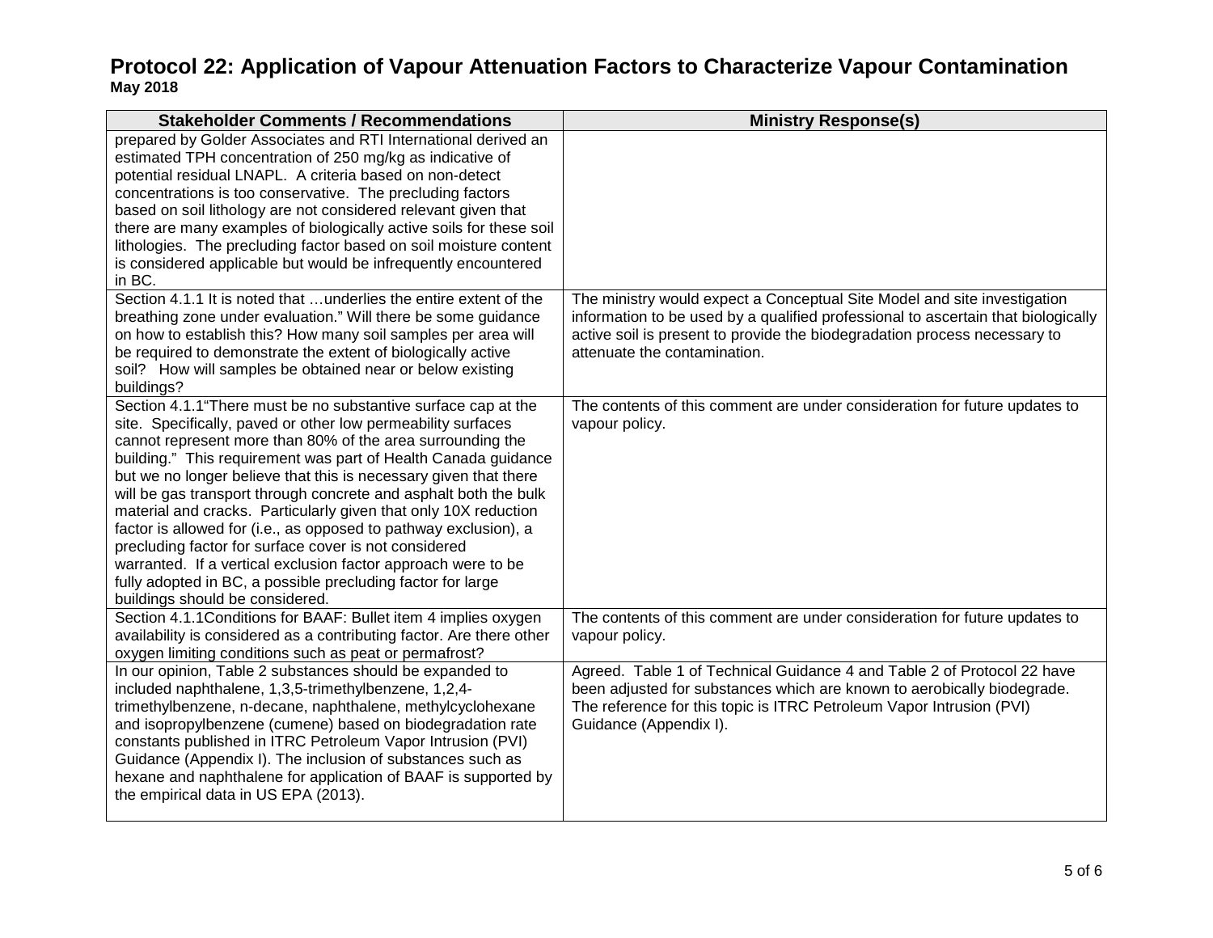# Protocol 22: Application of Vapour Attenuation Factors to Characterize Vapour Contamination

**May 2018**

| Stakeholder Comments / Recommendations | Ministry Response(s) |
|---|---|
| prepared by Golder Associates and RTI International derived an estimated TPH concentration of 250 mg/kg as indicative of potential residual LNAPL. A criteria based on non-detect concentrations is too conservative. The precluding factors based on soil lithology are not considered relevant given that there are many examples of biologically active soils for these soil lithologies. The precluding factor based on soil moisture content is considered applicable but would be infrequently encountered in BC. | |
| Section 4.1.1 It is noted that …underlies the entire extent of the breathing zone under evaluation." Will there be some guidance on how to establish this? How many soil samples per area will be required to demonstrate the extent of biologically active soil? How will samples be obtained near or below existing buildings? | The ministry would expect a Conceptual Site Model and site investigation information to be used by a qualified professional to ascertain that biologically active soil is present to provide the biodegradation process necessary to attenuate the contamination. |
| Section 4.1.1"There must be no substantive surface cap at the site. Specifically, paved or other low permeability surfaces cannot represent more than 80% of the area surrounding the building." This requirement was part of Health Canada guidance but we no longer believe that this is necessary given that there will be gas transport through concrete and asphalt both the bulk material and cracks. Particularly given that only 10X reduction factor is allowed for (i.e., as opposed to pathway exclusion), a precluding factor for surface cover is not considered warranted. If a vertical exclusion factor approach were to be fully adopted in BC, a possible precluding factor for large buildings should be considered. | The contents of this comment are under consideration for future updates to vapour policy. |
| Section 4.1.1Conditions for BAAF: Bullet item 4 implies oxygen availability is considered as a contributing factor. Are there other oxygen limiting conditions such as peat or permafrost? | The contents of this comment are under consideration for future updates to vapour policy. |
| In our opinion, Table 2 substances should be expanded to included naphthalene, 1,3,5-trimethylbenzene, 1,2,4-trimethylbenzene, n-decane, naphthalene, methylcyclohexane and isopropylbenzene (cumene) based on biodegradation rate constants published in ITRC Petroleum Vapor Intrusion (PVI) Guidance (Appendix I). The inclusion of substances such as hexane and naphthalene for application of BAAF is supported by the empirical data in US EPA (2013). | Agreed. Table 1 of Technical Guidance 4 and Table 2 of Protocol 22 have been adjusted for substances which are known to aerobically biodegrade. The reference for this topic is ITRC Petroleum Vapor Intrusion (PVI) Guidance (Appendix I). |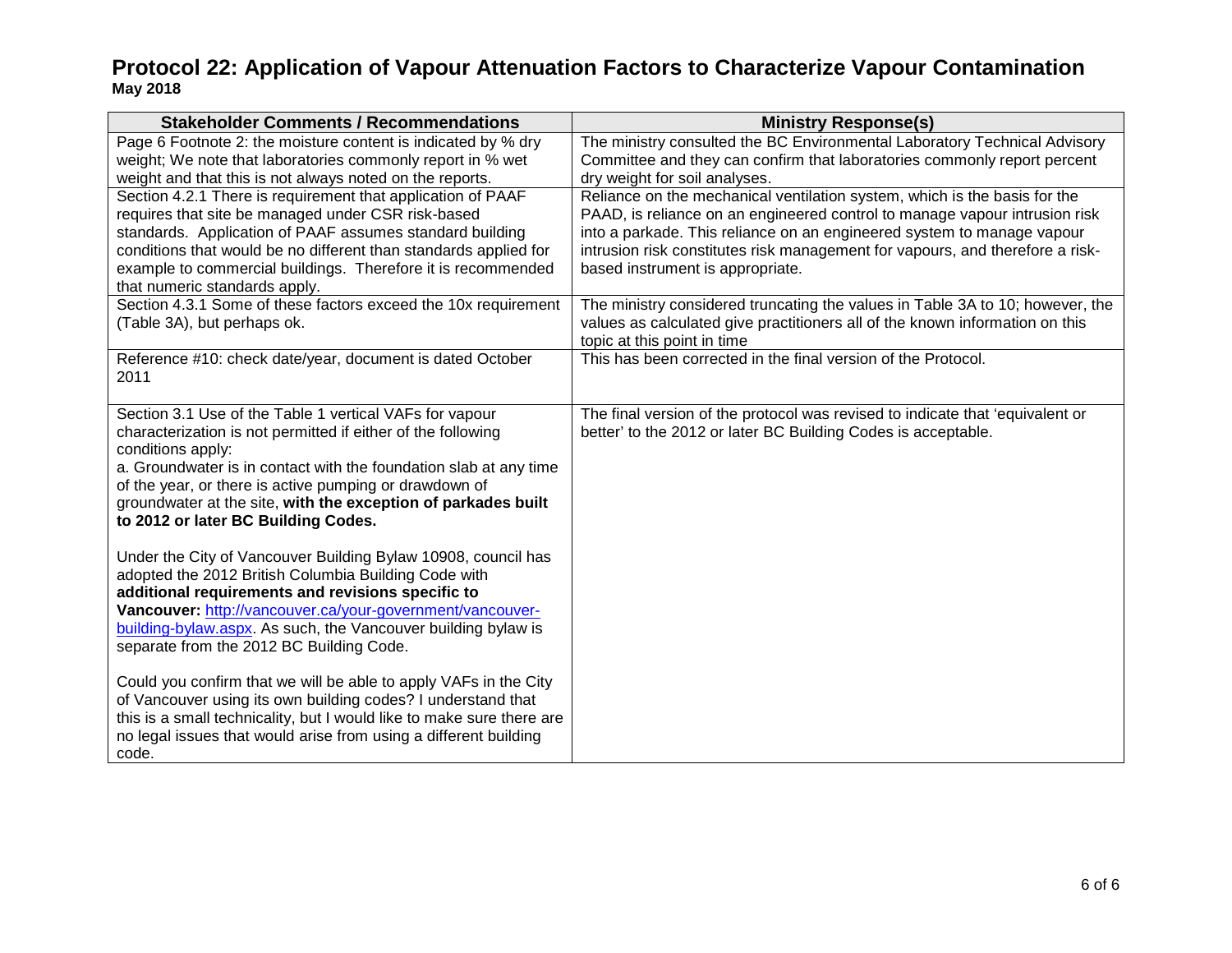# Protocol 22: Application of Vapour Attenuation Factors to Characterize Vapour Contamination

**May 2018**

| Stakeholder Comments / Recommendations | Ministry Response(s) |
|---|---|
| Page 6 Footnote 2: the moisture content is indicated by % dry weight; We note that laboratories commonly report in % wet weight and that this is not always noted on the reports. | The ministry consulted the BC Environmental Laboratory Technical Advisory Committee and they can confirm that laboratories commonly report percent dry weight for soil analyses. |
| Section 4.2.1 There is requirement that application of PAAF requires that site be managed under CSR risk-based standards. Application of PAAF assumes standard building conditions that would be no different than standards applied for example to commercial buildings. Therefore it is recommended that numeric standards apply. | Reliance on the mechanical ventilation system, which is the basis for the PAAD, is reliance on an engineered control to manage vapour intrusion risk into a parkade. This reliance on an engineered system to manage vapour intrusion risk constitutes risk management for vapours, and therefore a risk-based instrument is appropriate. |
| Section 4.3.1 Some of these factors exceed the 10x requirement (Table 3A), but perhaps ok. | The ministry considered truncating the values in Table 3A to 10; however, the values as calculated give practitioners all of the known information on this topic at this point in time |
| Reference #10: check date/year, document is dated October 2011 | This has been corrected in the final version of the Protocol. |
| Section 3.1 Use of the Table 1 vertical VAFs for vapour characterization is not permitted if either of the following conditions apply:<br>a. Groundwater is in contact with the foundation slab at any time of the year, or there is active pumping or drawdown of groundwater at the site, **with the exception of parkades built to 2012 or later BC Building Codes.**<br><br>Under the City of Vancouver Building Bylaw 10908, council has adopted the 2012 British Columbia Building Code with **additional requirements and revisions specific to Vancouver:** http://vancouver.ca/your-government/vancouver-building-bylaw.aspx. As such, the Vancouver building bylaw is separate from the 2012 BC Building Code.<br><br>Could you confirm that we will be able to apply VAFs in the City of Vancouver using its own building codes? I understand that this is a small technicality, but I would like to make sure there are no legal issues that would arise from using a different building code. | The final version of the protocol was revised to indicate that 'equivalent or better' to the 2012 or later BC Building Codes is acceptable. |